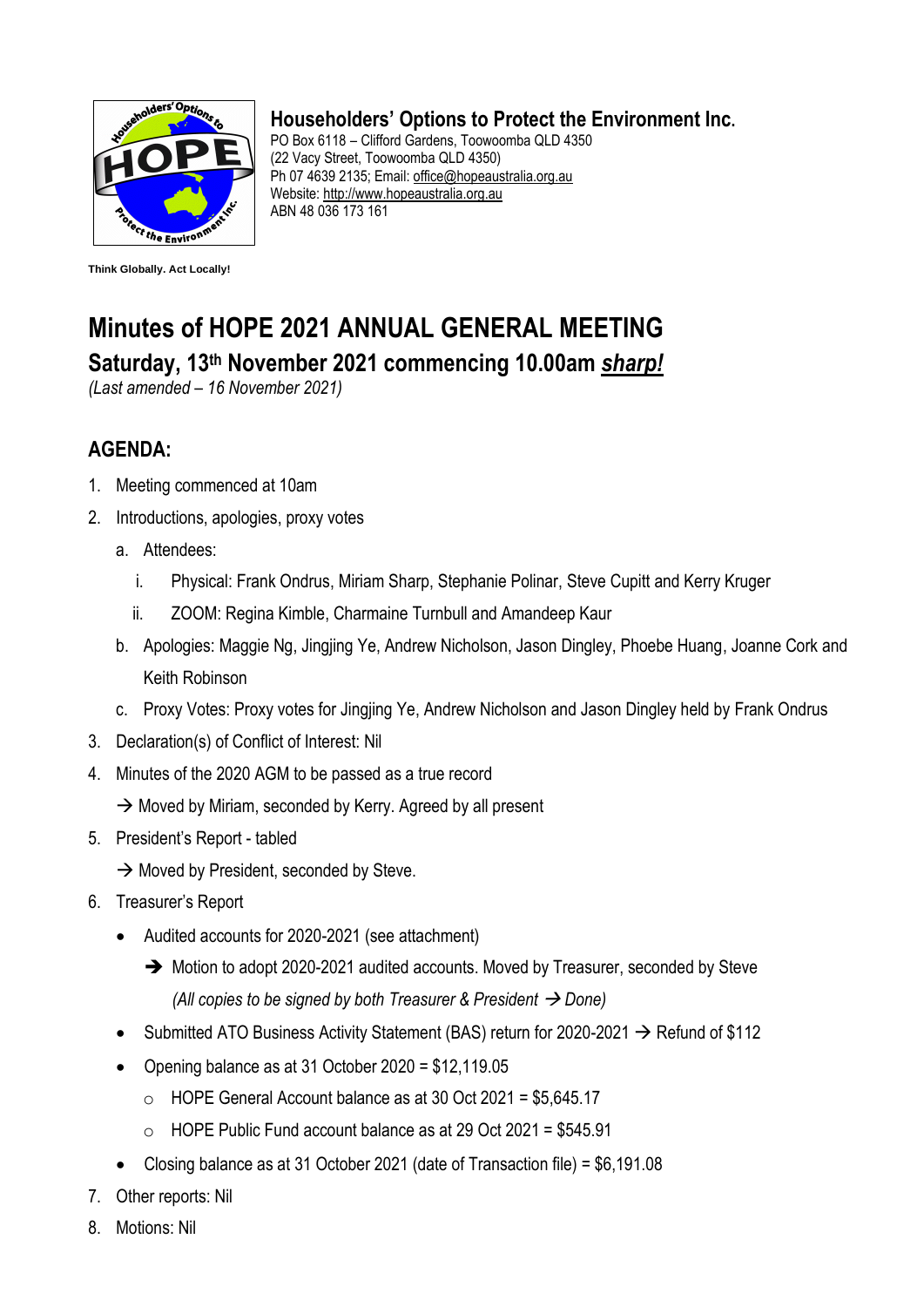**Householders' Options to Protect the Environment Inc.**
PO Box 6118 – Clifford Gardens, Toowoomba QLD 4350
(22 Vacy Street, Toowoomba QLD 4350)
Ph 07 4639 2135; Email: office@hopeaustralia.org.au
Website: http://www.hopeaustralia.org.au
ABN 48 036 173 161

**Think Globally. Act Locally!**

# Minutes of HOPE 2021 ANNUAL GENERAL MEETING

## Saturday, 13th November 2021 commencing 10.00am ***sharp!***

*(Last amended – 16 November 2021)*

## AGENDA:

1. Meeting commenced at 10am
2. Introductions, apologies, proxy votes
   a. Attendees:
      i. Physical: Frank Ondrus, Miriam Sharp, Stephanie Polinar, Steve Cupitt and Kerry Kruger
      ii. ZOOM: Regina Kimble, Charmaine Turnbull and Amandeep Kaur
   b. Apologies: Maggie Ng, Jingjing Ye, Andrew Nicholson, Jason Dingley, Phoebe Huang, Joanne Cork and Keith Robinson
   c. Proxy Votes: Proxy votes for Jingjing Ye, Andrew Nicholson and Jason Dingley held by Frank Ondrus
3. Declaration(s) of Conflict of Interest: Nil
4. Minutes of the 2020 AGM to be passed as a true record
   → Moved by Miriam, seconded by Kerry. Agreed by all present
5. President's Report - tabled
   → Moved by President, seconded by Steve.
6. Treasurer's Report
   - Audited accounts for 2020-2021 (see attachment)
     ➔ Motion to adopt 2020-2021 audited accounts. Moved by Treasurer, seconded by Steve
     *(All copies to be signed by both Treasurer & President → Done)*
   - Submitted ATO Business Activity Statement (BAS) return for 2020-2021 → Refund of $112
   - Opening balance as at 31 October 2020 = $12,119.05
     - HOPE General Account balance as at 30 Oct 2021 = $5,645.17
     - HOPE Public Fund account balance as at 29 Oct 2021 = $545.91
   - Closing balance as at 31 October 2021 (date of Transaction file) = $6,191.08
7. Other reports: Nil
8. Motions: Nil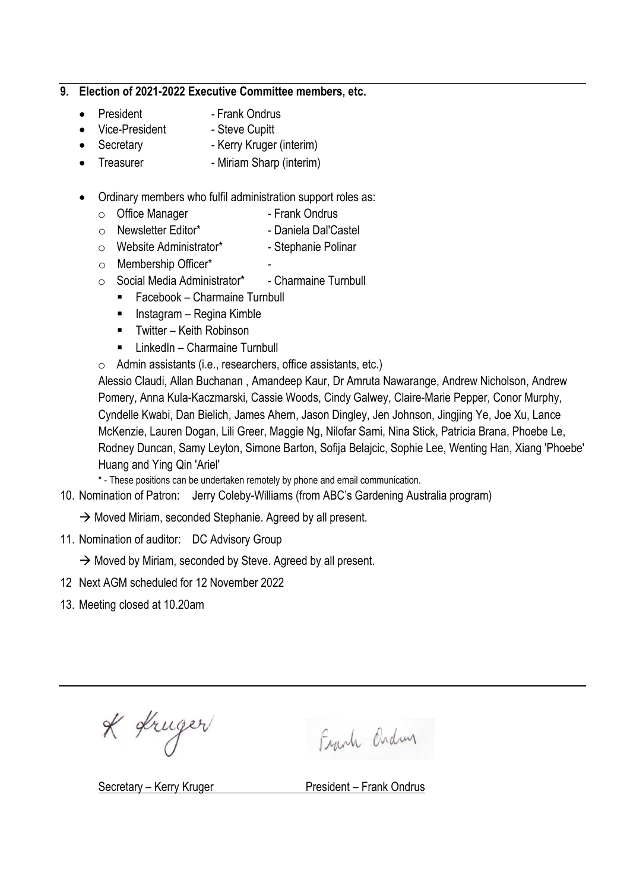## 9. Election of 2021-2022 Executive Committee members, etc.

- President - Frank Ondrus
- Vice-President - Steve Cupitt
- Secretary - Kerry Kruger (interim)
- Treasurer - Miriam Sharp (interim)

- Ordinary members who fulfil administration support roles as:
  - Office Manager - Frank Ondrus
  - Newsletter Editor* - Daniela Dal'Castel
  - Website Administrator* - Stephanie Polinar
  - Membership Officer* -
  - Social Media Administrator* - Charmaine Turnbull
    - Facebook – Charmaine Turnbull
    - Instagram – Regina Kimble
    - Twitter – Keith Robinson
    - LinkedIn – Charmaine Turnbull
  - Admin assistants (i.e., researchers, office assistants, etc.)

  Alessio Claudi, Allan Buchanan , Amandeep Kaur, Dr Amruta Nawarange, Andrew Nicholson, Andrew Pomery, Anna Kula-Kaczmarski, Cassie Woods, Cindy Galwey, Claire-Marie Pepper, Conor Murphy, Cyndelle Kwabi, Dan Bielich, James Ahern, Jason Dingley, Jen Johnson, Jingjing Ye, Joe Xu, Lance McKenzie, Lauren Dogan, Lili Greer, Maggie Ng, Nilofar Sami, Nina Stick, Patricia Brana, Phoebe Le, Rodney Duncan, Samy Leyton, Simone Barton, Sofija Belajcic, Sophie Lee, Wenting Han, Xiang 'Phoebe' Huang and Ying Qin 'Ariel'

  * - These positions can be undertaken remotely by phone and email communication.

10. Nomination of Patron: Jerry Coleby-Williams (from ABC's Gardening Australia program)

    → Moved Miriam, seconded Stephanie. Agreed by all present.

11. Nomination of auditor: DC Advisory Group

    → Moved by Miriam, seconded by Steve. Agreed by all present.

12 Next AGM scheduled for 12 November 2022

13. Meeting closed at 10.20am

---

K Kruger

Frank Ondrus

Secretary – Kerry Kruger

President – Frank Ondrus